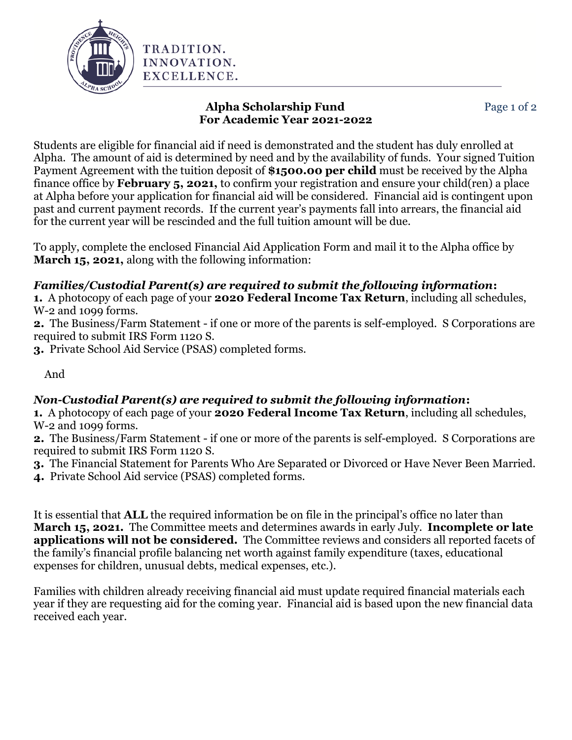TRADITION.
INNOVATION.
EXCELLENCE.

## Alpha Scholarship Fund
## For Academic Year 2021-2022

Students are eligible for financial aid if need is demonstrated and the student has duly enrolled at Alpha. The amount of aid is determined by need and by the availability of funds. Your signed Tuition Payment Agreement with the tuition deposit of **$1500.00 per child** must be received by the Alpha finance office by **February 5, 2021,** to confirm your registration and ensure your child(ren) a place at Alpha before your application for financial aid will be considered. Financial aid is contingent upon past and current payment records. If the current year's payments fall into arrears, the financial aid for the current year will be rescinded and the full tuition amount will be due.

To apply, complete the enclosed Financial Aid Application Form and mail it to the Alpha office by **March 15, 2021,** along with the following information:

***Families/Custodial Parent(s) are required to submit the following information*:**

**1.** A photocopy of each page of your **2020 Federal Income Tax Return**, including all schedules, W-2 and 1099 forms.
**2.** The Business/Farm Statement - if one or more of the parents is self-employed. S Corporations are required to submit IRS Form 1120 S.
**3.** Private School Aid Service (PSAS) completed forms.

And

***Non-Custodial Parent(s) are required to submit the following information*:**

**1.** A photocopy of each page of your **2020 Federal Income Tax Return**, including all schedules, W-2 and 1099 forms.
**2.** The Business/Farm Statement - if one or more of the parents is self-employed. S Corporations are required to submit IRS Form 1120 S.
**3.** The Financial Statement for Parents Who Are Separated or Divorced or Have Never Been Married.
**4.** Private School Aid service (PSAS) completed forms.

It is essential that **ALL** the required information be on file in the principal's office no later than **March 15, 2021.** The Committee meets and determines awards in early July. **Incomplete or late applications will not be considered.** The Committee reviews and considers all reported facets of the family's financial profile balancing net worth against family expenditure (taxes, educational expenses for children, unusual debts, medical expenses, etc.).

Families with children already receiving financial aid must update required financial materials each year if they are requesting aid for the coming year. Financial aid is based upon the new financial data received each year.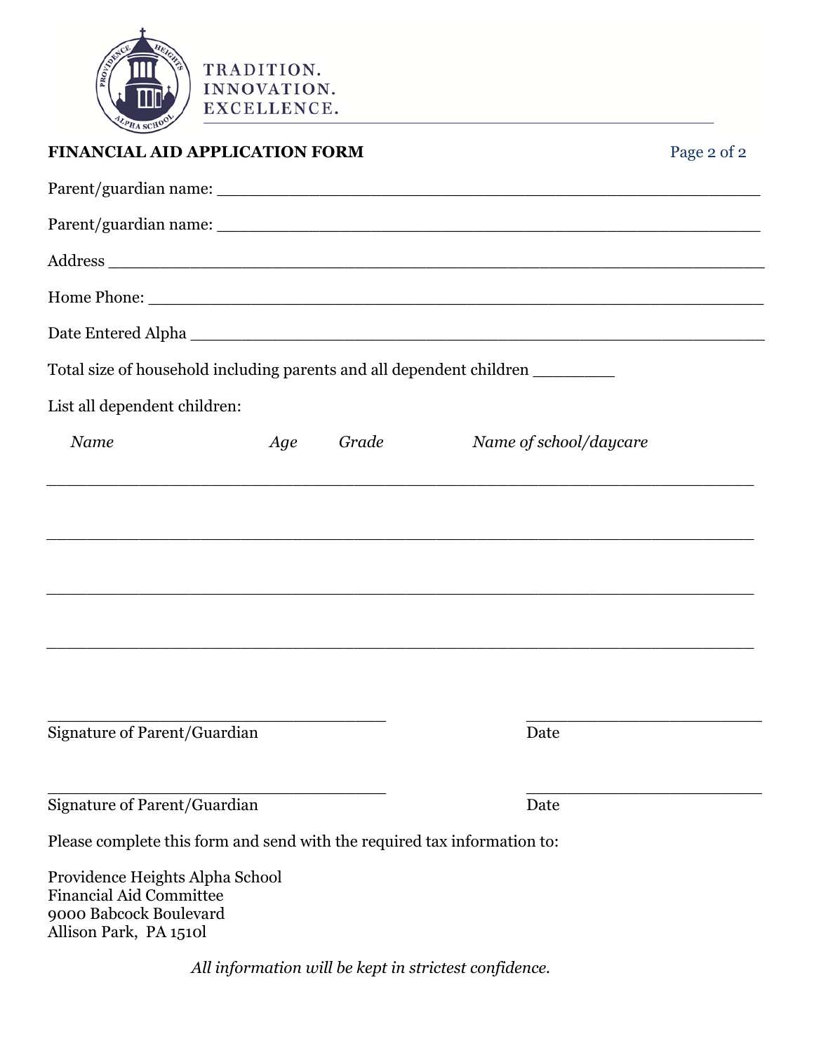TRADITION.
INNOVATION.
EXCELLENCE.

**FINANCIAL AID APPLICATION FORM**

Parent/guardian name: ____________________________________________________

Parent/guardian name: ____________________________________________________

Address ____________________________________________________________

Home Phone: ________________________________________________________

Date Entered Alpha ___________________________________________________

Total size of household including parents and all dependent children ________

List all dependent children:

| *Name* | *Age* | *Grade* | *Name of school/daycare* |
|---|---|---|---|
| | | | |
| | | | |
| | | | |
| | | | |

________________________________ ________________________
Signature of Parent/Guardian Date

________________________________ ________________________
Signature of Parent/Guardian Date

Please complete this form and send with the required tax information to:

Providence Heights Alpha School
Financial Aid Committee
9000 Babcock Boulevard
Allison Park, PA 1510l

*All information will be kept in strictest confidence.*